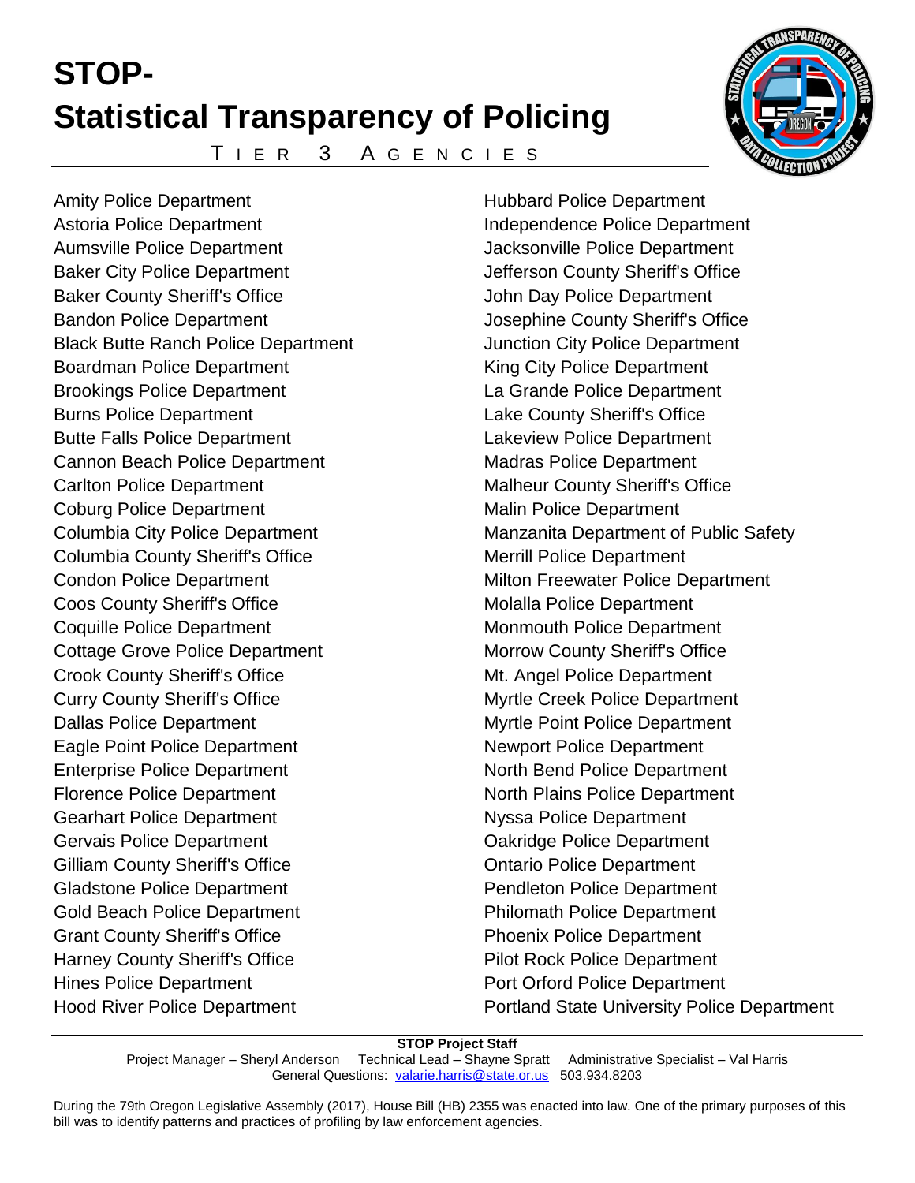# STOP-
# Statistical Transparency of Policing

## TIER 3 AGENCIES

Amity Police Department
Astoria Police Department
Aumsville Police Department
Baker City Police Department
Baker County Sheriff's Office
Bandon Police Department
Black Butte Ranch Police Department
Boardman Police Department
Brookings Police Department
Burns Police Department
Butte Falls Police Department
Cannon Beach Police Department
Carlton Police Department
Coburg Police Department
Columbia City Police Department
Columbia County Sheriff's Office
Condon Police Department
Coos County Sheriff's Office
Coquille Police Department
Cottage Grove Police Department
Crook County Sheriff's Office
Curry County Sheriff's Office
Dallas Police Department
Eagle Point Police Department
Enterprise Police Department
Florence Police Department
Gearhart Police Department
Gervais Police Department
Gilliam County Sheriff's Office
Gladstone Police Department
Gold Beach Police Department
Grant County Sheriff's Office
Harney County Sheriff's Office
Hines Police Department
Hood River Police Department
Hubbard Police Department
Independence Police Department
Jacksonville Police Department
Jefferson County Sheriff's Office
John Day Police Department
Josephine County Sheriff's Office
Junction City Police Department
King City Police Department
La Grande Police Department
Lake County Sheriff's Office
Lakeview Police Department
Madras Police Department
Malheur County Sheriff's Office
Malin Police Department
Manzanita Department of Public Safety
Merrill Police Department
Milton Freewater Police Department
Molalla Police Department
Monmouth Police Department
Morrow County Sheriff's Office
Mt. Angel Police Department
Myrtle Creek Police Department
Myrtle Point Police Department
Newport Police Department
North Bend Police Department
North Plains Police Department
Nyssa Police Department
Oakridge Police Department
Ontario Police Department
Pendleton Police Department
Philomath Police Department
Phoenix Police Department
Pilot Rock Police Department
Port Orford Police Department
Portland State University Police Department

**STOP Project Staff**

Project Manager – Sheryl Anderson Technical Lead – Shayne Spratt Administrative Specialist – Val Harris
General Questions: valarie.harris@state.or.us 503.934.8203

During the 79th Oregon Legislative Assembly (2017), House Bill (HB) 2355 was enacted into law. One of the primary purposes of this bill was to identify patterns and practices of profiling by law enforcement agencies.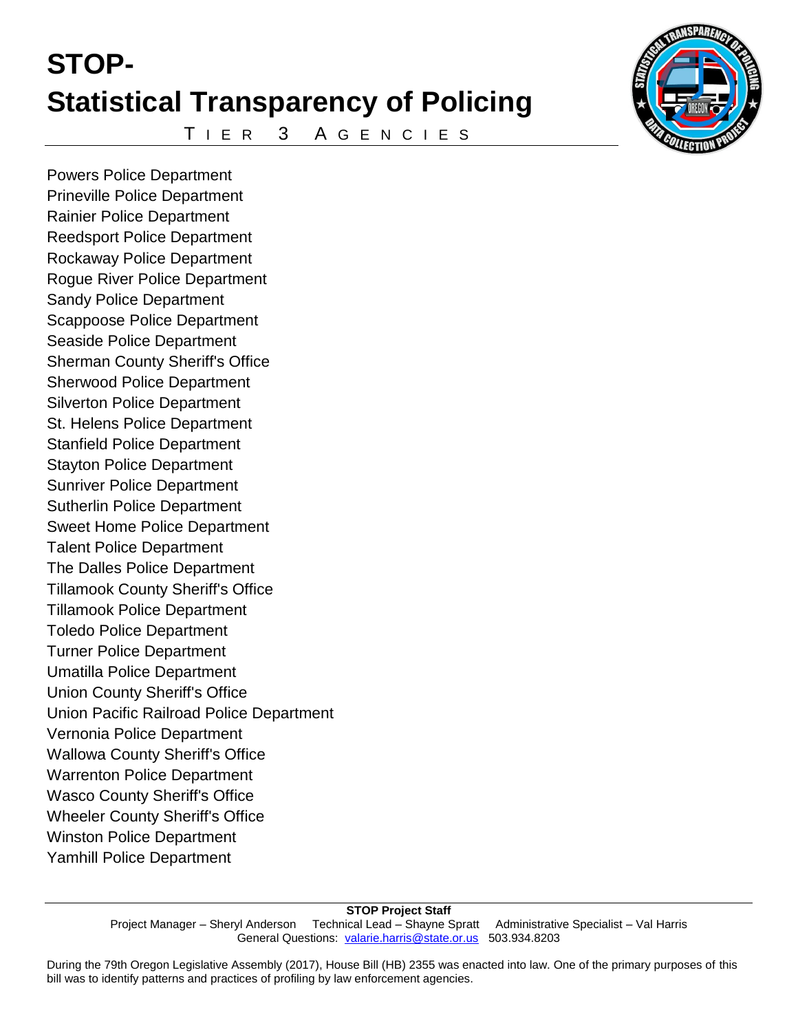# STOP-
# Statistical Transparency of Policing

TIER 3 AGENCIES

Powers Police Department
Prineville Police Department
Rainier Police Department
Reedsport Police Department
Rockaway Police Department
Rogue River Police Department
Sandy Police Department
Scappoose Police Department
Seaside Police Department
Sherman County Sheriff's Office
Sherwood Police Department
Silverton Police Department
St. Helens Police Department
Stanfield Police Department
Stayton Police Department
Sunriver Police Department
Sutherlin Police Department
Sweet Home Police Department
Talent Police Department
The Dalles Police Department
Tillamook County Sheriff's Office
Tillamook Police Department
Toledo Police Department
Turner Police Department
Umatilla Police Department
Union County Sheriff's Office
Union Pacific Railroad Police Department
Vernonia Police Department
Wallowa County Sheriff's Office
Warrenton Police Department
Wasco County Sheriff's Office
Wheeler County Sheriff's Office
Winston Police Department
Yamhill Police Department

**STOP Project Staff**

Project Manager – Sheryl Anderson    Technical Lead – Shayne Spratt    Administrative Specialist – Val Harris

General Questions: valarie.harris@state.or.us 503.934.8203

During the 79th Oregon Legislative Assembly (2017), House Bill (HB) 2355 was enacted into law. One of the primary purposes of this bill was to identify patterns and practices of profiling by law enforcement agencies.